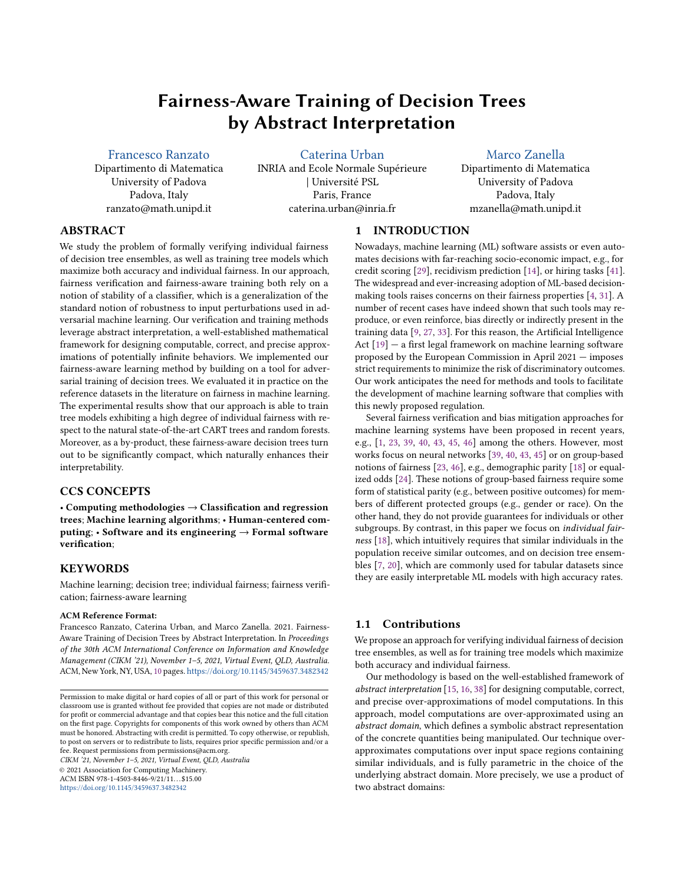# Fairness-Aware Training of Decision Trees by Abstract Interpretation

Francesco Ranzato
Dipartimento di Matematica
University of Padova
Padova, Italy
ranzato@math.unipd.it

Caterina Urban
INRIA and Ecole Normale Supérieure | Université PSL
Paris, France
caterina.urban@inria.fr

Marco Zanella
Dipartimento di Matematica
University of Padova
Padova, Italy
mzanella@math.unipd.it

## ABSTRACT

We study the problem of formally verifying individual fairness of decision tree ensembles, as well as training tree models which maximize both accuracy and individual fairness. In our approach, fairness verification and fairness-aware training both rely on a notion of stability of a classifier, which is a generalization of the standard notion of robustness to input perturbations used in adversarial machine learning. Our verification and training methods leverage abstract interpretation, a well-established mathematical framework for designing computable, correct, and precise approximations of potentially infinite behaviors. We implemented our fairness-aware learning method by building on a tool for adversarial training of decision trees. We evaluated it in practice on the reference datasets in the literature on fairness in machine learning. The experimental results show that our approach is able to train tree models exhibiting a high degree of individual fairness with respect to the natural state-of-the-art CART trees and random forests. Moreover, as a by-product, these fairness-aware decision trees turn out to be significantly compact, which naturally enhances their interpretability.

## CCS CONCEPTS

• **Computing methodologies → Classification and regression trees**; **Machine learning algorithms**; • **Human-centered computing**; • **Software and its engineering → Formal software verification**;

## KEYWORDS

Machine learning; decision tree; individual fairness; fairness verification; fairness-aware learning

**ACM Reference Format:**
Francesco Ranzato, Caterina Urban, and Marco Zanella. 2021. Fairness-Aware Training of Decision Trees by Abstract Interpretation. In *Proceedings of the 30th ACM International Conference on Information and Knowledge Management (CIKM '21), November 1–5, 2021, Virtual Event, QLD, Australia.* ACM, New York, NY, USA, 10 pages. https://doi.org/10.1145/3459637.3482342

Permission to make digital or hard copies of all or part of this work for personal or classroom use is granted without fee provided that copies are not made or distributed for profit or commercial advantage and that copies bear this notice and the full citation on the first page. Copyrights for components of this work owned by others than ACM must be honored. Abstracting with credit is permitted. To copy otherwise, or republish, to post on servers or to redistribute to lists, requires prior specific permission and/or a fee. Request permissions from permissions@acm.org.
*CIKM '21, November 1–5, 2021, Virtual Event, QLD, Australia*
© 2021 Association for Computing Machinery.
ACM ISBN 978-1-4503-8446-9/21/11...$15.00
https://doi.org/10.1145/3459637.3482342

## 1 INTRODUCTION

Nowadays, machine learning (ML) software assists or even automates decisions with far-reaching socio-economic impact, e.g., for credit scoring [29], recidivism prediction [14], or hiring tasks [41]. The widespread and ever-increasing adoption of ML-based decision-making tools raises concerns on their fairness properties [4, 31]. A number of recent cases have indeed shown that such tools may reproduce, or even reinforce, bias directly or indirectly present in the training data [9, 27, 33]. For this reason, the Artificial Intelligence Act [19] — a first legal framework on machine learning software proposed by the European Commission in April 2021 — imposes strict requirements to minimize the risk of discriminatory outcomes. Our work anticipates the need for methods and tools to facilitate the development of machine learning software that complies with this newly proposed regulation.

Several fairness verification and bias mitigation approaches for machine learning systems have been proposed in recent years, e.g., [1, 23, 39, 40, 43, 45, 46] among the others. However, most works focus on neural networks [39, 40, 43, 45] or on group-based notions of fairness [23, 46], e.g., demographic parity [18] or equalized odds [24]. These notions of group-based fairness require some form of statistical parity (e.g., between positive outcomes) for members of different protected groups (e.g., gender or race). On the other hand, they do not provide guarantees for individuals or other subgroups. By contrast, in this paper we focus on *individual fairness* [18], which intuitively requires that similar individuals in the population receive similar outcomes, and on decision tree ensembles [7, 20], which are commonly used for tabular datasets since they are easily interpretable ML models with high accuracy rates.

### 1.1 Contributions

We propose an approach for verifying individual fairness of decision tree ensembles, as well as for training tree models which maximize both accuracy and individual fairness.

Our methodology is based on the well-established framework of *abstract interpretation* [15, 16, 38] for designing computable, correct, and precise over-approximations of model computations. In this approach, model computations are over-approximated using an *abstract domain*, which defines a symbolic abstract representation of the concrete quantities being manipulated. Our technique over-approximates computations over input space regions containing similar individuals, and is fully parametric in the choice of the underlying abstract domain. More precisely, we use a product of two abstract domains: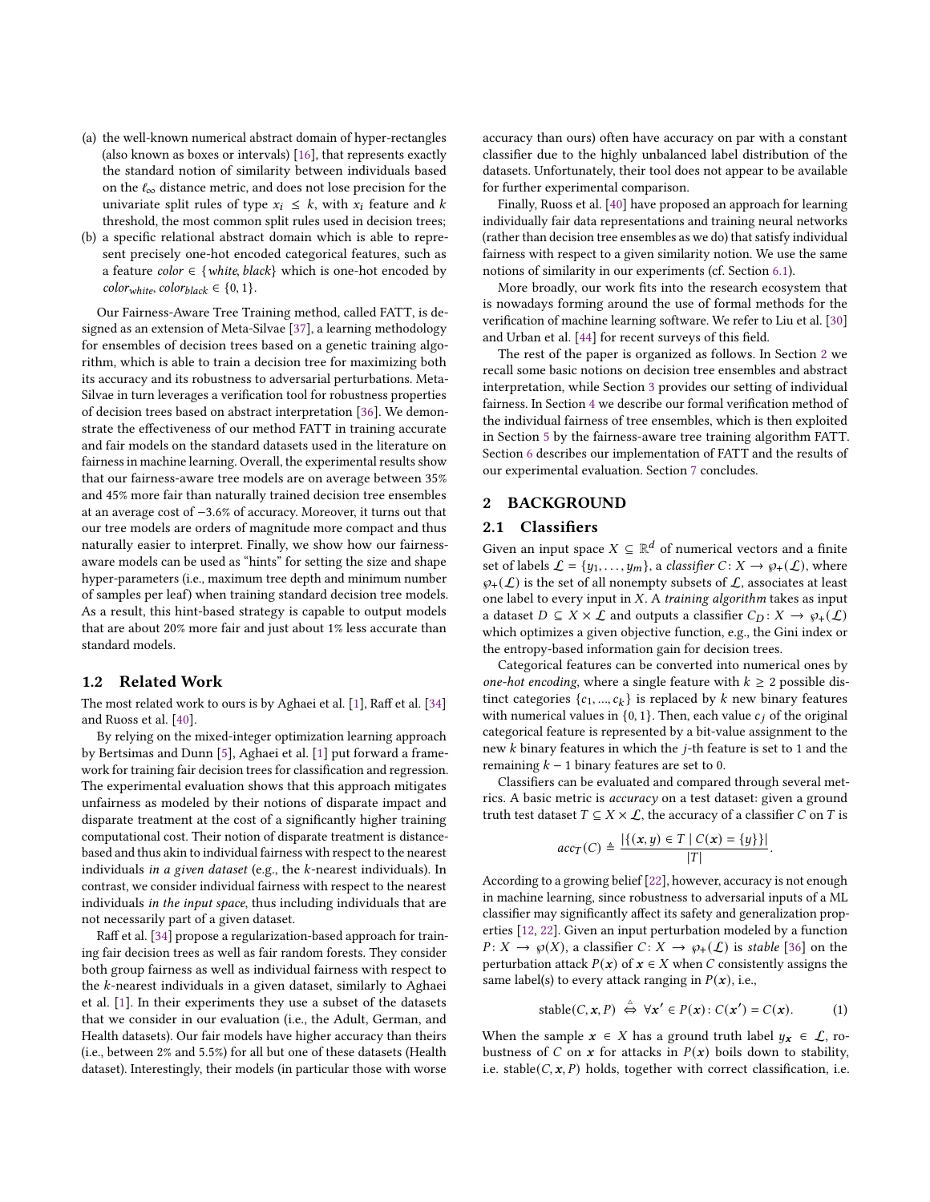(a) the well-known numerical abstract domain of hyper-rectangles (also known as boxes or intervals) [16], that represents exactly the standard notion of similarity between individuals based on the $\ell_\infty$ distance metric, and does not lose precision for the univariate split rules of type $x_i \leq k$, with $x_i$ feature and $k$ threshold, the most common split rules used in decision trees;

(b) a specific relational abstract domain which is able to represent precisely one-hot encoded categorical features, such as a feature $color \in \{white, black\}$ which is one-hot encoded by $color_{white}, color_{black} \in \{0, 1\}$.

Our Fairness-Aware Tree Training method, called FATT, is designed as an extension of Meta-Silvae [37], a learning methodology for ensembles of decision trees based on a genetic training algorithm, which is able to train a decision tree for maximizing both its accuracy and its robustness to adversarial perturbations. Meta-Silvae in turn leverages a verification tool for robustness properties of decision trees based on abstract interpretation [36]. We demonstrate the effectiveness of our method FATT in training accurate and fair models on the standard datasets used in the literature on fairness in machine learning. Overall, the experimental results show that our fairness-aware tree models are on average between 35% and 45% more fair than naturally trained decision tree ensembles at an average cost of −3.6% of accuracy. Moreover, it turns out that our tree models are orders of magnitude more compact and thus naturally easier to interpret. Finally, we show how our fairness-aware models can be used as "hints" for setting the size and shape hyper-parameters (i.e., maximum tree depth and minimum number of samples per leaf) when training standard decision tree models. As a result, this hint-based strategy is capable to output models that are about 20% more fair and just about 1% less accurate than standard models.

### 1.2 Related Work

The most related work to ours is by Aghaei et al. [1], Raff et al. [34] and Ruoss et al. [40].

By relying on the mixed-integer optimization learning approach by Bertsimas and Dunn [5], Aghaei et al. [1] put forward a framework for training fair decision trees for classification and regression. The experimental evaluation shows that this approach mitigates unfairness as modeled by their notions of disparate impact and disparate treatment at the cost of a significantly higher training computational cost. Their notion of disparate treatment is distance-based and thus akin to individual fairness with respect to the nearest individuals *in a given dataset* (e.g., the $k$-nearest individuals). In contrast, we consider individual fairness with respect to the nearest individuals *in the input space*, thus including individuals that are not necessarily part of a given dataset.

Raff et al. [34] propose a regularization-based approach for training fair decision trees as well as fair random forests. They consider both group fairness as well as individual fairness with respect to the $k$-nearest individuals in a given dataset, similarly to Aghaei et al. [1]. In their experiments they use a subset of the datasets that we consider in our evaluation (i.e., the Adult, German, and Health datasets). Our fair models have higher accuracy than theirs (i.e., between 2% and 5.5%) for all but one of these datasets (Health dataset). Interestingly, their models (in particular those with worse accuracy than ours) often have accuracy on par with a constant classifier due to the highly unbalanced label distribution of the datasets. Unfortunately, their tool does not appear to be available for further experimental comparison.

Finally, Ruoss et al. [40] have proposed an approach for learning individually fair data representations and training neural networks (rather than decision tree ensembles as we do) that satisfy individual fairness with respect to a given similarity notion. We use the same notions of similarity in our experiments (cf. Section 6.1).

More broadly, our work fits into the research ecosystem that is nowadays forming around the use of formal methods for the verification of machine learning software. We refer to Liu et al. [30] and Urban et al. [44] for recent surveys of this field.

The rest of the paper is organized as follows. In Section 2 we recall some basic notions on decision tree ensembles and abstract interpretation, while Section 3 provides our setting of individual fairness. In Section 4 we describe our formal verification method of the individual fairness of tree ensembles, which is then exploited in Section 5 by the fairness-aware tree training algorithm FATT. Section 6 describes our implementation of FATT and the results of our experimental evaluation. Section 7 concludes.

## 2 BACKGROUND

### 2.1 Classifiers

Given an input space $X \subseteq \mathbb{R}^d$ of numerical vectors and a finite set of labels $\mathcal{L} = \{y_1, \ldots, y_m\}$, a *classifier* $C \colon X \to \wp_+(\mathcal{L})$, where $\wp_+(\mathcal{L})$ is the set of all nonempty subsets of $\mathcal{L}$, associates at least one label to every input in $X$. A *training algorithm* takes as input a dataset $D \subseteq X \times \mathcal{L}$ and outputs a classifier $C_D \colon X \to \wp_+(\mathcal{L})$ which optimizes a given objective function, e.g., the Gini index or the entropy-based information gain for decision trees.

Categorical features can be converted into numerical ones by *one-hot encoding*, where a single feature with $k \geq 2$ possible distinct categories $\{c_1, \ldots, c_k\}$ is replaced by $k$ new binary features with numerical values in $\{0, 1\}$. Then, each value $c_j$ of the original categorical feature is represented by a bit-value assignment to the new $k$ binary features in which the $j$-th feature is set to 1 and the remaining $k - 1$ binary features are set to 0.

Classifiers can be evaluated and compared through several metrics. A basic metric is *accuracy* on a test dataset: given a ground truth test dataset $T \subseteq X \times \mathcal{L}$, the accuracy of a classifier $C$ on $T$ is

$$acc_T(C) \triangleq \frac{|\{(\boldsymbol{x}, y) \in T \mid C(\boldsymbol{x}) = \{y\}\}|}{|T|}.$$

According to a growing belief [22], however, accuracy is not enough in machine learning, since robustness to adversarial inputs of a ML classifier may significantly affect its safety and generalization properties [12, 22]. Given an input perturbation modeled by a function $P \colon X \to \wp(X)$, a classifier $C \colon X \to \wp_+(\mathcal{L})$ is *stable* [36] on the perturbation attack $P(\boldsymbol{x})$ of $\boldsymbol{x} \in X$ when $C$ consistently assigns the same label(s) to every attack ranging in $P(\boldsymbol{x})$, i.e.,

$$\text{stable}(C, \boldsymbol{x}, P) \overset{\triangle}{\Leftrightarrow} \forall \boldsymbol{x}' \in P(\boldsymbol{x}) \colon C(\boldsymbol{x}') = C(\boldsymbol{x}). \tag{1}$$

When the sample $\boldsymbol{x} \in X$ has a ground truth label $y_{\boldsymbol{x}} \in \mathcal{L}$, robustness of $C$ on $\boldsymbol{x}$ for attacks in $P(\boldsymbol{x})$ boils down to stability, i.e. stable$(C, \boldsymbol{x}, P)$ holds, together with correct classification, i.e.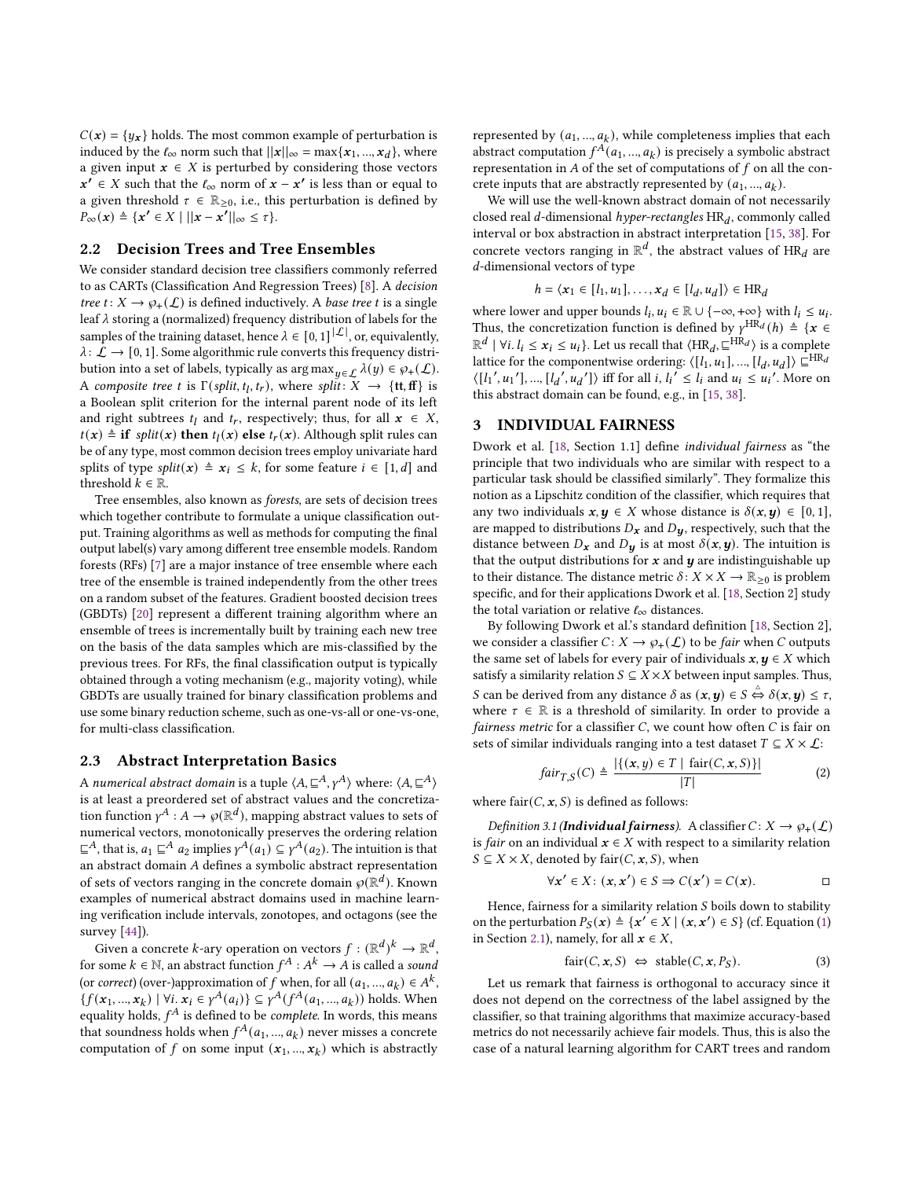$C(\boldsymbol{x}) = \{y_{\boldsymbol{x}}\}$ holds. The most common example of perturbation is induced by the $\ell_\infty$ norm such that $||\boldsymbol{x}||_\infty = \max\{\boldsymbol{x}_1, ..., \boldsymbol{x}_d\}$, where a given input $\boldsymbol{x} \in X$ is perturbed by considering those vectors $\boldsymbol{x'} \in X$ such that the $\ell_\infty$ norm of $\boldsymbol{x} - \boldsymbol{x'}$ is less than or equal to a given threshold $\tau \in \mathbb{R}_{\geq 0}$, i.e., this perturbation is defined by $P_\infty(\boldsymbol{x}) \triangleq \{\boldsymbol{x'} \in X \mid ||\boldsymbol{x} - \boldsymbol{x'}||_\infty \leq \tau\}$.

## 2.2 Decision Trees and Tree Ensembles

We consider standard decision tree classifiers commonly referred to as CARTs (Classification And Regression Trees) [8]. A *decision tree* $t\colon X \to \wp_+(\mathcal{L})$ is defined inductively. A *base tree* $t$ is a single leaf $\lambda$ storing a (normalized) frequency distribution of labels for the samples of the training dataset, hence $\lambda \in [0,1]^{|\mathcal{L}|}$, or, equivalently, $\lambda\colon \mathcal{L} \to [0,1]$. Some algorithmic rule converts this frequency distribution into a set of labels, typically as $\arg\max_{y \in \mathcal{L}} \lambda(y) \in \wp_+(\mathcal{L})$. A *composite tree* $t$ is $\Gamma(split, t_l, t_r)$, where $split\colon X \to \{\mathbf{tt}, \mathbf{ff}\}$ is a Boolean split criterion for the internal parent node of its left and right subtrees $t_l$ and $t_r$, respectively; thus, for all $\boldsymbol{x} \in X$, $t(\boldsymbol{x}) \triangleq$ **if** $split(\boldsymbol{x})$ **then** $t_l(\boldsymbol{x})$ **else** $t_r(\boldsymbol{x})$. Although split rules can be of any type, most common decision trees employ univariate hard splits of type $split(\boldsymbol{x}) \triangleq \boldsymbol{x}_i \leq k$, for some feature $i \in [1, d]$ and threshold $k \in \mathbb{R}$.

Tree ensembles, also known as *forests*, are sets of decision trees which together contribute to formulate a unique classification output. Training algorithms as well as methods for computing the final output label(s) vary among different tree ensemble models. Random forests (RFs) [7] are a major instance of tree ensemble where each tree of the ensemble is trained independently from the other trees on a random subset of the features. Gradient boosted decision trees (GBDTs) [20] represent a different training algorithm where an ensemble of trees is incrementally built by training each new tree on the basis of the data samples which are mis-classified by the previous trees. For RFs, the final classification output is typically obtained through a voting mechanism (e.g., majority voting), while GBDTs are usually trained for binary classification problems and use some binary reduction scheme, such as one-vs-all or one-vs-one, for multi-class classification.

## 2.3 Abstract Interpretation Basics

A *numerical abstract domain* is a tuple $\langle A, \sqsubseteq^A, \gamma^A \rangle$ where: $\langle A, \sqsubseteq^A \rangle$ is at least a preordered set of abstract values and the concretization function $\gamma^A : A \to \wp(\mathbb{R}^d)$, mapping abstract values to sets of numerical vectors, monotonically preserves the ordering relation $\sqsubseteq^A$, that is, $a_1 \sqsubseteq^A a_2$ implies $\gamma^A(a_1) \subseteq \gamma^A(a_2)$. The intuition is that an abstract domain $A$ defines a symbolic abstract representation of sets of vectors ranging in the concrete domain $\wp(\mathbb{R}^d)$. Known examples of numerical abstract domains used in machine learning verification include intervals, zonotopes, and octagons (see the survey [44]).

Given a concrete $k$-ary operation on vectors $f : (\mathbb{R}^d)^k \to \mathbb{R}^d$, for some $k \in \mathbb{N}$, an abstract function $f^A : A^k \to A$ is called a *sound* (or *correct*) (over-)approximation of $f$ when, for all $(a_1, ..., a_k) \in A^k$, $\{f(\boldsymbol{x}_1, ..., \boldsymbol{x}_k) \mid \forall i.\, \boldsymbol{x}_i \in \gamma^A(a_i)\} \subseteq \gamma^A(f^A(a_1, ..., a_k))$ holds. When equality holds, $f^A$ is defined to be *complete*. In words, this means that soundness holds when $f^A(a_1, ..., a_k)$ never misses a concrete computation of $f$ on some input $(\boldsymbol{x}_1, ..., \boldsymbol{x}_k)$ which is abstractly represented by $(a_1, ..., a_k)$, while completeness implies that each abstract computation $f^A(a_1, ..., a_k)$ is precisely a symbolic abstract representation in $A$ of the set of computations of $f$ on all the concrete inputs that are abstractly represented by $(a_1, ..., a_k)$.

We will use the well-known abstract domain of not necessarily closed real $d$-dimensional *hyper-rectangles* $\mathrm{HR}_d$, commonly called interval or box abstraction in abstract interpretation [15, 38]. For concrete vectors ranging in $\mathbb{R}^d$, the abstract values of $\mathrm{HR}_d$ are $d$-dimensional vectors of type

$$h = \langle \boldsymbol{x}_1 \in [l_1, u_1], \ldots, \boldsymbol{x}_d \in [l_d, u_d] \rangle \in \mathrm{HR}_d$$

where lower and upper bounds $l_i, u_i \in \mathbb{R} \cup \{-\infty, +\infty\}$ with $l_i \leq u_i$. Thus, the concretization function is defined by $\gamma^{\mathrm{HR}_d}(h) \triangleq \{\boldsymbol{x} \in \mathbb{R}^d \mid \forall i.\, l_i \leq \boldsymbol{x}_i \leq u_i\}$. Let us recall that $\langle \mathrm{HR}_d, \sqsubseteq^{\mathrm{HR}_d} \rangle$ is a complete lattice for the componentwise ordering: $\langle [l_1, u_1], ..., [l_d, u_d] \rangle \sqsubseteq^{\mathrm{HR}_d} \langle [l_1{}', u_1{}'], ..., [l_d{}', u_d{}'] \rangle$ iff for all $i$, $l_i{}' \leq l_i$ and $u_i \leq u_i{}'$. More on this abstract domain can be found, e.g., in [15, 38].

# 3 INDIVIDUAL FAIRNESS

Dwork et al. [18, Section 1.1] define *individual fairness* as "the principle that two individuals who are similar with respect to a particular task should be classified similarly". They formalize this notion as a Lipschitz condition of the classifier, which requires that any two individuals $\boldsymbol{x}, \boldsymbol{y} \in X$ whose distance is $\delta(\boldsymbol{x}, \boldsymbol{y}) \in [0,1]$, are mapped to distributions $D_{\boldsymbol{x}}$ and $D_{\boldsymbol{y}}$, respectively, such that the distance between $D_{\boldsymbol{x}}$ and $D_{\boldsymbol{y}}$ is at most $\delta(\boldsymbol{x}, \boldsymbol{y})$. The intuition is that the output distributions for $\boldsymbol{x}$ and $\boldsymbol{y}$ are indistinguishable up to their distance. The distance metric $\delta\colon X \times X \to \mathbb{R}_{\geq 0}$ is problem specific, and for their applications Dwork et al. [18, Section 2] study the total variation or relative $\ell_\infty$ distances.

By following Dwork et al.'s standard definition [18, Section 2], we consider a classifier $C\colon X \to \wp_+(\mathcal{L})$ to be *fair* when $C$ outputs the same set of labels for every pair of individuals $\boldsymbol{x}, \boldsymbol{y} \in X$ which satisfy a similarity relation $S \subseteq X \times X$ between input samples. Thus, $S$ can be derived from any distance $\delta$ as $(\boldsymbol{x}, \boldsymbol{y}) \in S \overset{\triangle}{\Leftrightarrow} \delta(\boldsymbol{x}, \boldsymbol{y}) \leq \tau$, where $\tau \in \mathbb{R}$ is a threshold of similarity. In order to provide a *fairness metric* for a classifier $C$, we count how often $C$ is fair on sets of similar individuals ranging into a test dataset $T \subseteq X \times \mathcal{L}$:

$$fair_{T,S}(C) \triangleq \frac{|\{(\boldsymbol{x}, y) \in T \mid \mathrm{fair}(C, \boldsymbol{x}, S)\}|}{|T|} \tag{2}$$

where $\mathrm{fair}(C, \boldsymbol{x}, S)$ is defined as follows:

*Definition 3.1 (**Individual fairness**).* A classifier $C\colon X \to \wp_+(\mathcal{L})$ is *fair* on an individual $\boldsymbol{x} \in X$ with respect to a similarity relation $S \subseteq X \times X$, denoted by $\mathrm{fair}(C, \boldsymbol{x}, S)$, when

$$\forall \boldsymbol{x'} \in X\colon (\boldsymbol{x}, \boldsymbol{x'}) \in S \Rightarrow C(\boldsymbol{x'}) = C(\boldsymbol{x}).$$

Hence, fairness for a similarity relation $S$ boils down to stability on the perturbation $P_S(\boldsymbol{x}) \triangleq \{\boldsymbol{x'} \in X \mid (\boldsymbol{x}, \boldsymbol{x'}) \in S\}$ (cf. Equation (1) in Section 2.1), namely, for all $\boldsymbol{x} \in X$,

$$\mathrm{fair}(C, \boldsymbol{x}, S) \;\Leftrightarrow\; \mathrm{stable}(C, \boldsymbol{x}, P_S). \tag{3}$$

Let us remark that fairness is orthogonal to accuracy since it does not depend on the correctness of the label assigned by the classifier, so that training algorithms that maximize accuracy-based metrics do not necessarily achieve fair models. Thus, this is also the case of a natural learning algorithm for CART trees and random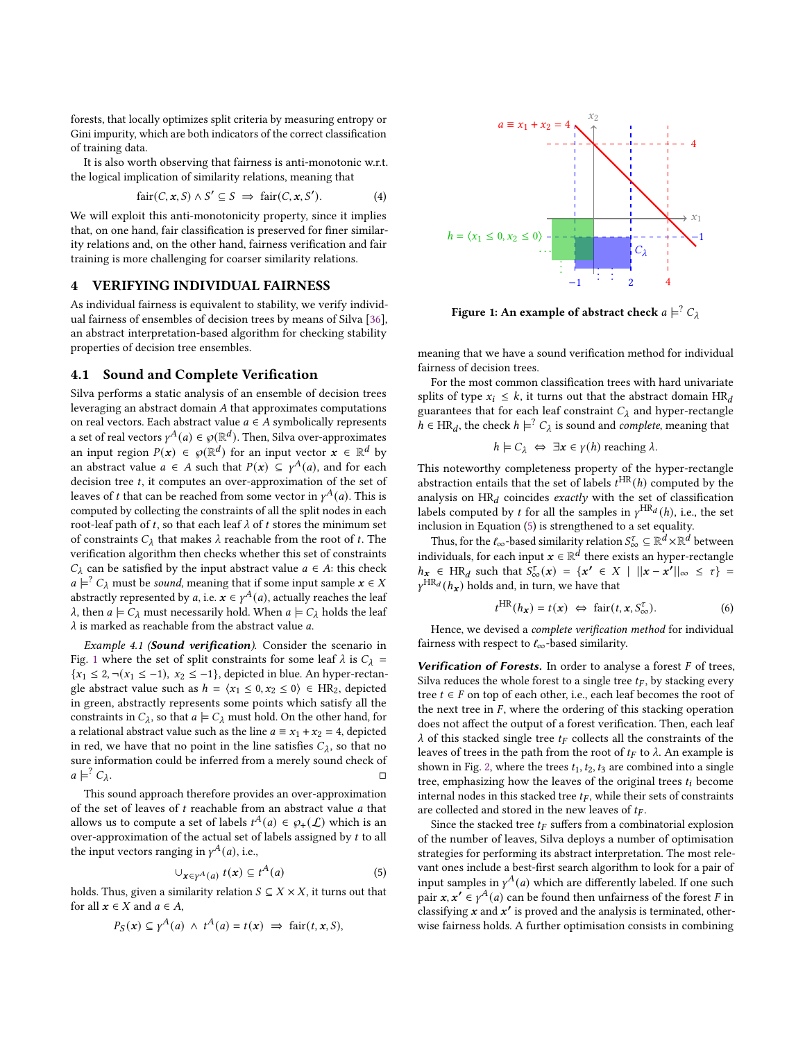forests, that locally optimizes split criteria by measuring entropy or Gini impurity, which are both indicators of the correct classification of training data.

It is also worth observing that fairness is anti-monotonic w.r.t. the logical implication of similarity relations, meaning that

$$\text{fair}(C, \boldsymbol{x}, S) \wedge S' \subseteq S \;\Rightarrow\; \text{fair}(C, \boldsymbol{x}, S'). \tag{4}$$

We will exploit this anti-monotonicity property, since it implies that, on one hand, fair classification is preserved for finer similarity relations and, on the other hand, fairness verification and fair training is more challenging for coarser similarity relations.

## 4 VERIFYING INDIVIDUAL FAIRNESS

As individual fairness is equivalent to stability, we verify individual fairness of ensembles of decision trees by means of Silva [36], an abstract interpretation-based algorithm for checking stability properties of decision tree ensembles.

### 4.1 Sound and Complete Verification

Silva performs a static analysis of an ensemble of decision trees leveraging an abstract domain $A$ that approximates computations on real vectors. Each abstract value $a \in A$ symbolically represents a set of real vectors $\gamma^A(a) \in \wp(\mathbb{R}^d)$. Then, Silva over-approximates an input region $P(\boldsymbol{x}) \in \wp(\mathbb{R}^d)$ for an input vector $\boldsymbol{x} \in \mathbb{R}^d$ by an abstract value $a \in A$ such that $P(\boldsymbol{x}) \subseteq \gamma^A(a)$, and for each decision tree $t$, it computes an over-approximation of the set of leaves of $t$ that can be reached from some vector in $\gamma^A(a)$. This is computed by collecting the constraints of all the split nodes in each root-leaf path of $t$, so that each leaf $\lambda$ of $t$ stores the minimum set of constraints $C_\lambda$ that makes $\lambda$ reachable from the root of $t$. The verification algorithm then checks whether this set of constraints $C_\lambda$ can be satisfied by the input abstract value $a \in A$: this check $a \models^? C_\lambda$ must be *sound*, meaning that if some input sample $\boldsymbol{x} \in X$ abstractly represented by $a$, i.e. $\boldsymbol{x} \in \gamma^A(a)$, actually reaches the leaf $\lambda$, then $a \models C_\lambda$ must necessarily hold. When $a \models C_\lambda$ holds the leaf $\lambda$ is marked as reachable from the abstract value $a$.

*Example 4.1 (**Sound verification**).* Consider the scenario in Fig. 1 where the set of split constraints for some leaf $\lambda$ is $C_\lambda = \{x_1 \leq 2, \neg(x_1 \leq -1),\ x_2 \leq -1\}$, depicted in blue. An hyper-rectangle abstract value such as $h = \langle x_1 \leq 0, x_2 \leq 0 \rangle \in \text{HR}_2$, depicted in green, abstractly represents some points which satisfy all the constraints in $C_\lambda$, so that $a \models C_\lambda$ must hold. On the other hand, for a relational abstract value such as the line $a \equiv x_1 + x_2 = 4$, depicted in red, we have that no point in the line satisfies $C_\lambda$, so that no sure information could be inferred from a merely sound check of $a \models^? C_\lambda$. □

This sound approach therefore provides an over-approximation of the set of leaves of $t$ reachable from an abstract value $a$ that allows us to compute a set of labels $t^A(a) \in \wp_+(\mathcal{L})$ which is an over-approximation of the actual set of labels assigned by $t$ to all the input vectors ranging in $\gamma^A(a)$, i.e.,

$$\cup_{\boldsymbol{x} \in \gamma^A(a)}\ t(\boldsymbol{x}) \subseteq t^A(a) \tag{5}$$

holds. Thus, given a similarity relation $S \subseteq X \times X$, it turns out that for all $\boldsymbol{x} \in X$ and $a \in A$,

$$P_S(\boldsymbol{x}) \subseteq \gamma^A(a) \;\wedge\; t^A(a) = t(\boldsymbol{x}) \;\Rightarrow\; \text{fair}(t, \boldsymbol{x}, S),$$

Figure 1: An example of abstract check $a \models^? C_\lambda$

meaning that we have a sound verification method for individual fairness of decision trees.

For the most common classification trees with hard univariate splits of type $x_i \leq k$, it turns out that the abstract domain $\text{HR}_d$ guarantees that for each leaf constraint $C_\lambda$ and hyper-rectangle $h \in \text{HR}_d$, the check $h \models^? C_\lambda$ is sound and *complete*, meaning that

$$h \models C_\lambda \;\Leftrightarrow\; \exists \boldsymbol{x} \in \gamma(h) \text{ reaching } \lambda.$$

This noteworthy completeness property of the hyper-rectangle abstraction entails that the set of labels $t^{\text{HR}}(h)$ computed by the analysis on $\text{HR}_d$ coincides *exactly* with the set of classification labels computed by $t$ for all the samples in $\gamma^{\text{HR}_d}(h)$, i.e., the set inclusion in Equation (5) is strengthened to a set equality.

Thus, for the $\ell_\infty$-based similarity relation $S^\tau_\infty \subseteq \mathbb{R}^d \times \mathbb{R}^d$ between individuals, for each input $\boldsymbol{x} \in \mathbb{R}^d$ there exists an hyper-rectangle $h_{\boldsymbol{x}} \in \text{HR}_d$ such that $S^\tau_\infty(\boldsymbol{x}) = \{\boldsymbol{x'} \in X \mid ||\boldsymbol{x} - \boldsymbol{x'}||_\infty \leq \tau\} = \gamma^{\text{HR}_d}(h_{\boldsymbol{x}})$ holds and, in turn, we have that

$$t^{\text{HR}}(h_{\boldsymbol{x}}) = t(\boldsymbol{x}) \;\Leftrightarrow\; \text{fair}(t, \boldsymbol{x}, S^\tau_\infty). \tag{6}$$

Hence, we devised a *complete verification method* for individual fairness with respect to $\ell_\infty$-based similarity.

***Verification of Forests.*** In order to analyse a forest $F$ of trees, Silva reduces the whole forest to a single tree $t_F$, by stacking every tree $t \in F$ on top of each other, i.e., each leaf becomes the root of the next tree in $F$, where the ordering of this stacking operation does not affect the output of a forest verification. Then, each leaf $\lambda$ of this stacked single tree $t_F$ collects all the constraints of the leaves of trees in the path from the root of $t_F$ to $\lambda$. An example is shown in Fig. 2, where the trees $t_1, t_2, t_3$ are combined into a single tree, emphasizing how the leaves of the original trees $t_i$ become internal nodes in this stacked tree $t_F$, while their sets of constraints are collected and stored in the new leaves of $t_F$.

Since the stacked tree $t_F$ suffers from a combinatorial explosion of the number of leaves, Silva deploys a number of optimisation strategies for performing its abstract interpretation. The most relevant ones include a best-first search algorithm to look for a pair of input samples in $\gamma^A(a)$ which are differently labeled. If one such pair $\boldsymbol{x}, \boldsymbol{x'} \in \gamma^A(a)$ can be found then unfairness of the forest $F$ in classifying $\boldsymbol{x}$ and $\boldsymbol{x'}$ is proved and the analysis is terminated, otherwise fairness holds. A further optimisation consists in combining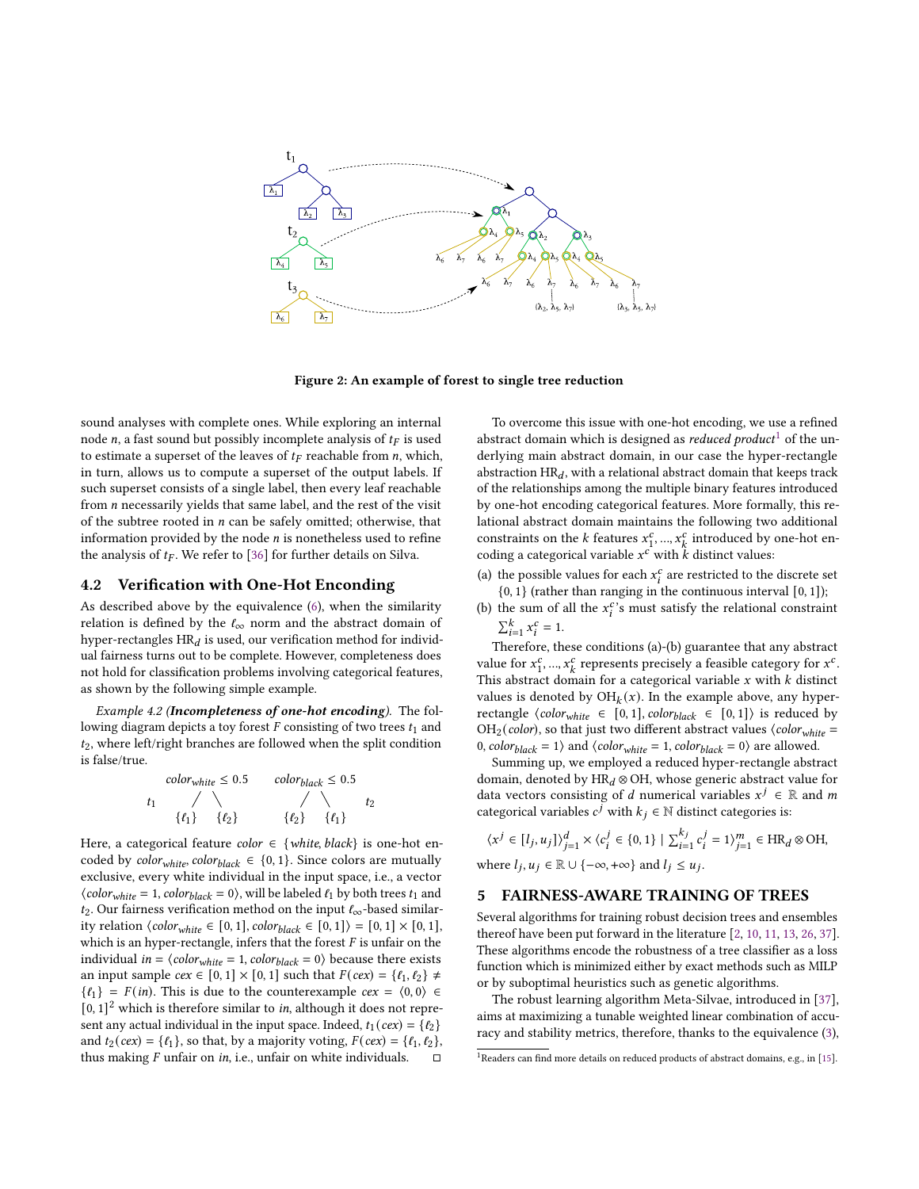Figure 2: An example of forest to single tree reduction

sound analyses with complete ones. While exploring an internal node $n$, a fast sound but possibly incomplete analysis of $t_F$ is used to estimate a superset of the leaves of $t_F$ reachable from $n$, which, in turn, allows us to compute a superset of the output labels. If such superset consists of a single label, then every leaf reachable from $n$ necessarily yields that same label, and the rest of the visit of the subtree rooted in $n$ can be safely omitted; otherwise, that information provided by the node $n$ is nonetheless used to refine the analysis of $t_F$. We refer to [36] for further details on Silva.

## 4.2 Verification with One-Hot Enconding

As described above by the equivalence (6), when the similarity relation is defined by the $\ell_\infty$ norm and the abstract domain of hyper-rectangles $\text{HR}_d$ is used, our verification method for individual fairness turns out to be complete. However, completeness does not hold for classification problems involving categorical features, as shown by the following simple example.

*Example 4.2 (**Incompleteness of one-hot encoding**).* The following diagram depicts a toy forest $F$ consisting of two trees $t_1$ and $t_2$, where left/right branches are followed when the split condition is false/true.

$$t_1 \quad \begin{array}{c} color_{white} \le 0.5 \\ \swarrow \quad \searrow \\ \{\ell_1\} \quad \{\ell_2\} \end{array} \qquad \begin{array}{c} color_{black} \le 0.5 \\ \swarrow \quad \searrow \\ \{\ell_2\} \quad \{\ell_1\} \end{array} \quad t_2$$

Here, a categorical feature $color \in \{white, black\}$ is one-hot encoded by $color_{white}, color_{black} \in \{0, 1\}$. Since colors are mutually exclusive, every white individual in the input space, i.e., a vector $\langle color_{white} = 1, color_{black} = 0 \rangle$, will be labeled $\ell_1$ by both trees $t_1$ and $t_2$. Our fairness verification method on the input $\ell_\infty$-based similarity relation $\langle color_{white} \in [0, 1], color_{black} \in [0, 1] \rangle = [0, 1] \times [0, 1]$, which is an hyper-rectangle, infers that the forest $F$ is unfair on the individual $in = \langle color_{white} = 1, color_{black} = 0 \rangle$ because there exists an input sample $cex \in [0, 1] \times [0, 1]$ such that $F(cex) = \{\ell_1, \ell_2\} \neq \{\ell_1\} = F(in)$. This is due to the counterexample $cex = \langle 0, 0 \rangle \in [0, 1]^2$ which is therefore similar to $in$, although it does not represent any actual individual in the input space. Indeed, $t_1(cex) = \{\ell_2\}$ and $t_2(cex) = \{\ell_1\}$, so that, by a majority voting, $F(cex) = \{\ell_1, \ell_2\}$, thus making $F$ unfair on $in$, i.e., unfair on white individuals. □

To overcome this issue with one-hot encoding, we use a refined abstract domain which is designed as *reduced product*[1] of the underlying main abstract domain, in our case the hyper-rectangle abstraction $\text{HR}_d$, with a relational abstract domain that keeps track of the relationships among the multiple binary features introduced by one-hot encoding categorical features. More formally, this relational abstract domain maintains the following two additional constraints on the $k$ features $x_1^c, ..., x_k^c$ introduced by one-hot encoding a categorical variable $x^c$ with $k$ distinct values:

(a) the possible values for each $x_i^c$ are restricted to the discrete set $\{0, 1\}$ (rather than ranging in the continuous interval $[0, 1]$);
(b) the sum of all the $x_i^c$'s must satisfy the relational constraint $\sum_{i=1}^{k} x_i^c = 1$.

Therefore, these conditions (a)-(b) guarantee that any abstract value for $x_1^c, ..., x_k^c$ represents precisely a feasible category for $x^c$. This abstract domain for a categorical variable $x$ with $k$ distinct values is denoted by $\text{OH}_k(x)$. In the example above, any hyper-rectangle $\langle color_{white} \in [0, 1], color_{black} \in [0, 1] \rangle$ is reduced by $\text{OH}_2(color)$, so that just two different abstract values $\langle color_{white} = 0, color_{black} = 1 \rangle$ and $\langle color_{white} = 1, color_{black} = 0 \rangle$ are allowed.

Summing up, we employed a reduced hyper-rectangle abstract domain, denoted by $\text{HR}_d \otimes \text{OH}$, whose generic abstract value for data vectors consisting of $d$ numerical variables $x^j \in \mathbb{R}$ and $m$ categorical variables $c^j$ with $k_j \in \mathbb{N}$ distinct categories is:

$$\langle x^j \in [l_j, u_j] \rangle_{j=1}^{d} \times \langle c_i^j \in \{0, 1\} \mid \textstyle\sum_{i=1}^{k_j} c_i^j = 1 \rangle_{j=1}^{m} \in \text{HR}_d \otimes \text{OH},$$

where $l_j, u_j \in \mathbb{R} \cup \{-\infty, +\infty\}$ and $l_j \le u_j$.

# 5 FAIRNESS-AWARE TRAINING OF TREES

Several algorithms for training robust decision trees and ensembles thereof have been put forward in the literature [2, 10, 11, 13, 26, 37]. These algorithms encode the robustness of a tree classifier as a loss function which is minimized either by exact methods such as MILP or by suboptimal heuristics such as genetic algorithms.

The robust learning algorithm Meta-Silvae, introduced in [37], aims at maximizing a tunable weighted linear combination of accuracy and stability metrics, therefore, thanks to the equivalence (3),

[1] Readers can find more details on reduced products of abstract domains, e.g., in [15].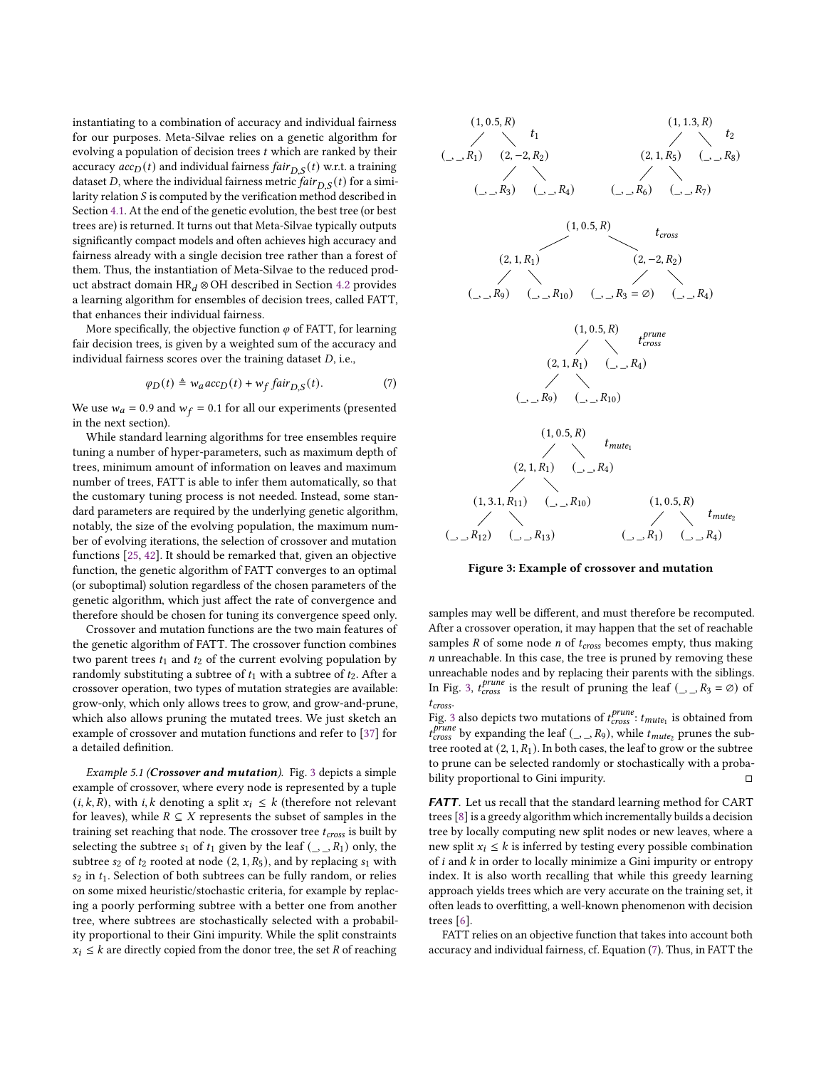instantiating to a combination of accuracy and individual fairness for our purposes. Meta-Silvae relies on a genetic algorithm for evolving a population of decision trees $t$ which are ranked by their accuracy $acc_D(t)$ and individual fairness $fair_{D,S}(t)$ w.r.t. a training dataset $D$, where the individual fairness metric $fair_{D,S}(t)$ for a similarity relation $S$ is computed by the verification method described in Section 4.1. At the end of the genetic evolution, the best tree (or best trees are) is returned. It turns out that Meta-Silvae typically outputs significantly compact models and often achieves high accuracy and fairness already with a single decision tree rather than a forest of them. Thus, the instantiation of Meta-Silvae to the reduced product abstract domain $\mathrm{HR}_d \otimes \mathrm{OH}$ described in Section 4.2 provides a learning algorithm for ensembles of decision trees, called FATT, that enhances their individual fairness.

More specifically, the objective function $\varphi$ of FATT, for learning fair decision trees, is given by a weighted sum of the accuracy and individual fairness scores over the training dataset $D$, i.e.,

$$\varphi_D(t) \triangleq w_a\, acc_D(t) + w_f\, fair_{D,S}(t). \tag{7}$$

We use $w_a = 0.9$ and $w_f = 0.1$ for all our experiments (presented in the next section).

While standard learning algorithms for tree ensembles require tuning a number of hyper-parameters, such as maximum depth of trees, minimum amount of information on leaves and maximum number of trees, FATT is able to infer them automatically, so that the customary tuning process is not needed. Instead, some standard parameters are required by the underlying genetic algorithm, notably, the size of the evolving population, the maximum number of evolving iterations, the selection of crossover and mutation functions [25, 42]. It should be remarked that, given an objective function, the genetic algorithm of FATT converges to an optimal (or suboptimal) solution regardless of the chosen parameters of the genetic algorithm, which just affect the rate of convergence and therefore should be chosen for tuning its convergence speed only.

Crossover and mutation functions are the two main features of the genetic algorithm of FATT. The crossover function combines two parent trees $t_1$ and $t_2$ of the current evolving population by randomly substituting a subtree of $t_1$ with a subtree of $t_2$. After a crossover operation, two types of mutation strategies are available: grow-only, which only allows trees to grow, and grow-and-prune, which also allows pruning the mutated trees. We just sketch an example of crossover and mutation functions and refer to [37] for a detailed definition.

*Example 5.1 (**Crossover and mutation**).* Fig. 3 depicts a simple example of crossover, where every node is represented by a tuple $(i, k, R)$, with $i, k$ denoting a split $x_i \le k$ (therefore not relevant for leaves), while $R \subseteq X$ represents the subset of samples in the training set reaching that node. The crossover tree $t_{cross}$ is built by selecting the subtree $s_1$ of $t_1$ given by the leaf $(\_, \_, R_1)$ only, the subtree $s_2$ of $t_2$ rooted at node $(2, 1, R_5)$, and by replacing $s_1$ with $s_2$ in $t_1$. Selection of both subtrees can be fully random, or relies on some mixed heuristic/stochastic criteria, for example by replacing a poorly performing subtree with a better one from another tree, where subtrees are stochastically selected with a probability proportional to their Gini impurity. While the split constraints $x_i \le k$ are directly copied from the donor tree, the set $R$ of reaching samples may well be different, and must therefore be recomputed. After a crossover operation, it may happen that the set of reachable samples $R$ of some node $n$ of $t_{cross}$ becomes empty, thus making $n$ unreachable. In this case, the tree is pruned by removing these unreachable nodes and by replacing their parents with the siblings. In Fig. 3, $t_{cross}^{prune}$ is the result of pruning the leaf $(\_, \_, R_3 = \varnothing)$ of $t_{cross}$.

Fig. 3 also depicts two mutations of $t_{cross}^{prune}$: $t_{mute_1}$ is obtained from $t_{cross}^{prune}$ by expanding the leaf $(\_, \_, R_9)$, while $t_{mute_2}$ prunes the subtree rooted at $(2, 1, R_1)$. In both cases, the leaf to grow or the subtree to prune can be selected randomly or stochastically with a probability proportional to Gini impurity. ◻

Figure 3: Example of crossover and mutation

***FATT*.** Let us recall that the standard learning method for CART trees [8] is a greedy algorithm which incrementally builds a decision tree by locally computing new split nodes or new leaves, where a new split $x_i \le k$ is inferred by testing every possible combination of $i$ and $k$ in order to locally minimize a Gini impurity or entropy index. It is also worth recalling that while this greedy learning approach yields trees which are very accurate on the training set, it often leads to overfitting, a well-known phenomenon with decision trees [6].

FATT relies on an objective function that takes into account both accuracy and individual fairness, cf. Equation (7). Thus, in FATT the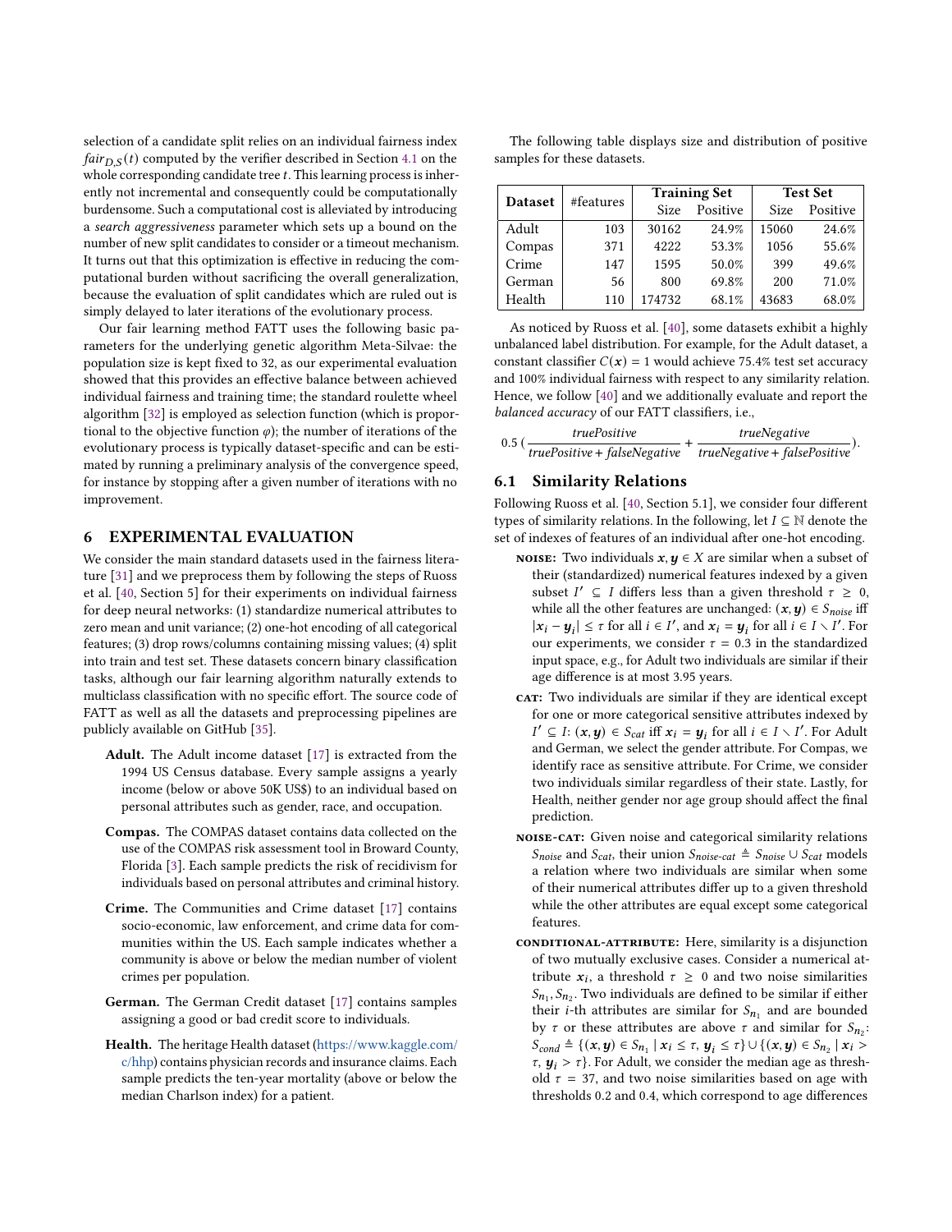selection of a candidate split relies on an individual fairness index $fair_{D,S}(t)$ computed by the verifier described in Section 4.1 on the whole corresponding candidate tree $t$. This learning process is inherently not incremental and consequently could be computationally burdensome. Such a computational cost is alleviated by introducing a *search aggressiveness* parameter which sets up a bound on the number of new split candidates to consider or a timeout mechanism. It turns out that this optimization is effective in reducing the computational burden without sacrificing the overall generalization, because the evaluation of split candidates which are ruled out is simply delayed to later iterations of the evolutionary process.

Our fair learning method FATT uses the following basic parameters for the underlying genetic algorithm Meta-Silvae: the population size is kept fixed to 32, as our experimental evaluation showed that this provides an effective balance between achieved individual fairness and training time; the standard roulette wheel algorithm [32] is employed as selection function (which is proportional to the objective function $\varphi$); the number of iterations of the evolutionary process is typically dataset-specific and can be estimated by running a preliminary analysis of the convergence speed, for instance by stopping after a given number of iterations with no improvement.

## 6 EXPERIMENTAL EVALUATION

We consider the main standard datasets used in the fairness literature [31] and we preprocess them by following the steps of Ruoss et al. [40, Section 5] for their experiments on individual fairness for deep neural networks: (1) standardize numerical attributes to zero mean and unit variance; (2) one-hot encoding of all categorical features; (3) drop rows/columns containing missing values; (4) split into train and test set. These datasets concern binary classification tasks, although our fair learning algorithm naturally extends to multiclass classification with no specific effort. The source code of FATT as well as all the datasets and preprocessing pipelines are publicly available on GitHub [35].

**Adult.** The Adult income dataset [17] is extracted from the 1994 US Census database. Every sample assigns a yearly income (below or above 50K US$) to an individual based on personal attributes such as gender, race, and occupation.

**Compas.** The COMPAS dataset contains data collected on the use of the COMPAS risk assessment tool in Broward County, Florida [3]. Each sample predicts the risk of recidivism for individuals based on personal attributes and criminal history.

**Crime.** The Communities and Crime dataset [17] contains socio-economic, law enforcement, and crime data for communities within the US. Each sample indicates whether a community is above or below the median number of violent crimes per population.

**German.** The German Credit dataset [17] contains samples assigning a good or bad credit score to individuals.

**Health.** The heritage Health dataset (https://www.kaggle.com/c/hhp) contains physician records and insurance claims. Each sample predicts the ten-year mortality (above or below the median Charlson index) for a patient.

The following table displays size and distribution of positive samples for these datasets.

| Dataset | #features | Training Set | | Test Set | |
|---|---|---|---|---|---|
| | | Size | Positive | Size | Positive |
| Adult | 103 | 30162 | 24.9% | 15060 | 24.6% |
| Compas | 371 | 4222 | 53.3% | 1056 | 55.6% |
| Crime | 147 | 1595 | 50.0% | 399 | 49.6% |
| German | 56 | 800 | 69.8% | 200 | 71.0% |
| Health | 110 | 174732 | 68.1% | 43683 | 68.0% |

As noticed by Ruoss et al. [40], some datasets exhibit a highly unbalanced label distribution. For example, for the Adult dataset, a constant classifier $C(\boldsymbol{x}) = 1$ would achieve 75.4% test set accuracy and 100% individual fairness with respect to any similarity relation. Hence, we follow [40] and we additionally evaluate and report the *balanced accuracy* of our FATT classifiers, i.e.,

$$0.5\left(\frac{truePositive}{truePositive + falseNegative} + \frac{trueNegative}{trueNegative + falsePositive}\right).$$

### 6.1 Similarity Relations

Following Ruoss et al. [40, Section 5.1], we consider four different types of similarity relations. In the following, let $I \subseteq \mathbb{N}$ denote the set of indexes of features of an individual after one-hot encoding.

- **NOISE:** Two individuals $\boldsymbol{x}, \boldsymbol{y} \in X$ are similar when a subset of their (standardized) numerical features indexed by a given subset $I' \subseteq I$ differs less than a given threshold $\tau \geq 0$, while all the other features are unchanged: $(\boldsymbol{x}, \boldsymbol{y}) \in S_{noise}$ iff $|\boldsymbol{x}_i - \boldsymbol{y}_i| \leq \tau$ for all $i \in I'$, and $\boldsymbol{x}_i = \boldsymbol{y}_i$ for all $i \in I \setminus I'$. For our experiments, we consider $\tau = 0.3$ in the standardized input space, e.g., for Adult two individuals are similar if their age difference is at most 3.95 years.
- **CAT:** Two individuals are similar if they are identical except for one or more categorical sensitive attributes indexed by $I' \subseteq I$: $(\boldsymbol{x}, \boldsymbol{y}) \in S_{cat}$ iff $\boldsymbol{x}_i = \boldsymbol{y}_i$ for all $i \in I \setminus I'$. For Adult and German, we select the gender attribute. For Compas, we identify race as sensitive attribute. For Crime, we consider two individuals similar regardless of their state. Lastly, for Health, neither gender nor age group should affect the final prediction.
- **NOISE-CAT:** Given noise and categorical similarity relations $S_{noise}$ and $S_{cat}$, their union $S_{noise\text{-}cat} \triangleq S_{noise} \cup S_{cat}$ models a relation where two individuals are similar when some of their numerical attributes differ up to a given threshold while the other attributes are equal except some categorical features.
- **CONDITIONAL-ATTRIBUTE:** Here, similarity is a disjunction of two mutually exclusive cases. Consider a numerical attribute $\boldsymbol{x}_i$, a threshold $\tau \geq 0$ and two noise similarities $S_{n_1}, S_{n_2}$. Two individuals are defined to be similar if either their $i$-th attributes are similar for $S_{n_1}$ and are bounded by $\tau$ or these attributes are above $\tau$ and similar for $S_{n_2}$: $S_{cond} \triangleq \{(\boldsymbol{x}, \boldsymbol{y}) \in S_{n_1} \mid \boldsymbol{x}_i \leq \tau, \boldsymbol{y}_i \leq \tau\} \cup \{(\boldsymbol{x}, \boldsymbol{y}) \in S_{n_2} \mid \boldsymbol{x}_i > \tau, \boldsymbol{y}_i > \tau\}$. For Adult, we consider the median age as threshold $\tau = 37$, and two noise similarities based on age with thresholds 0.2 and 0.4, which correspond to age differences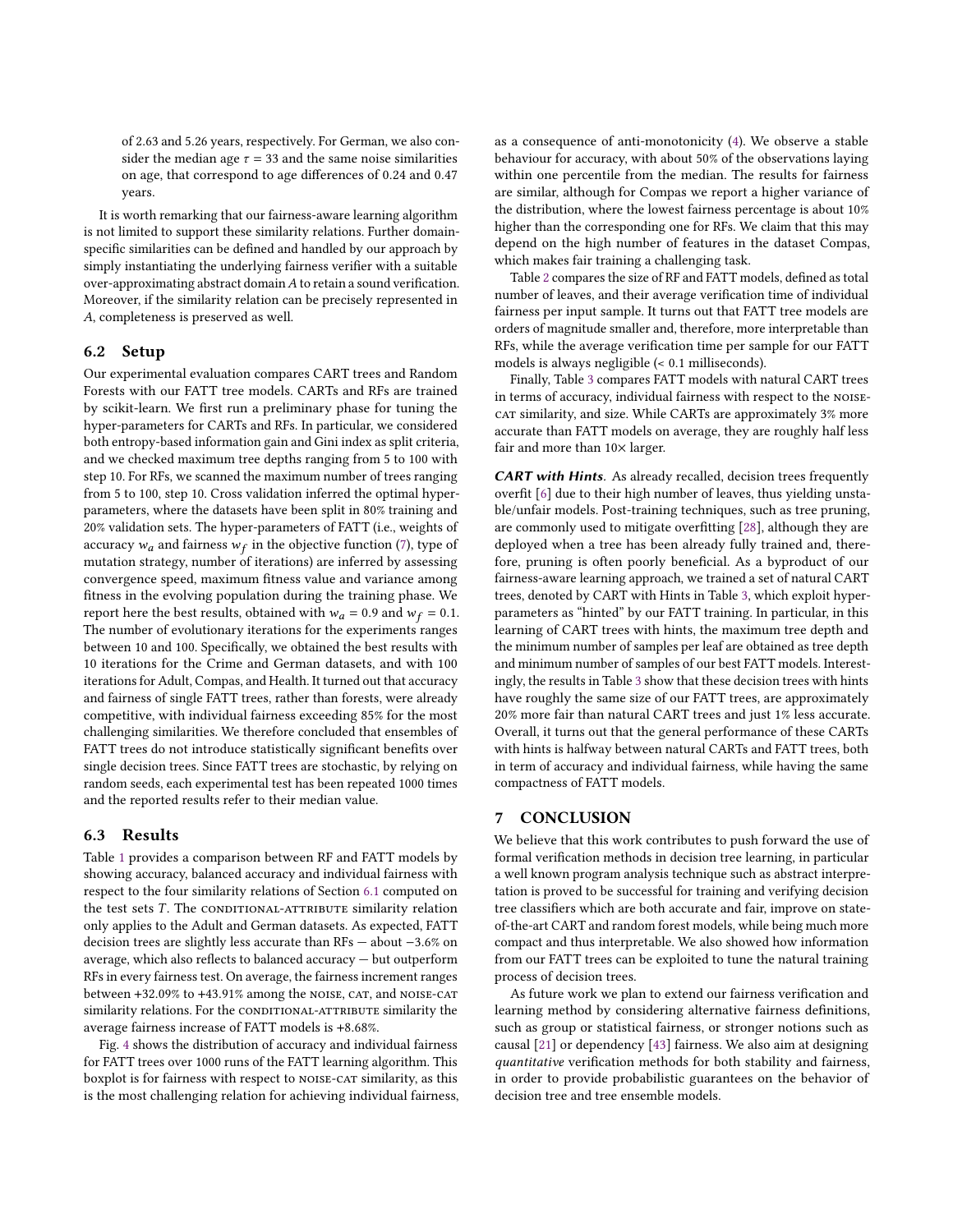of 2.63 and 5.26 years, respectively. For German, we also consider the median age $\tau = 33$ and the same noise similarities on age, that correspond to age differences of 0.24 and 0.47 years.

It is worth remarking that our fairness-aware learning algorithm is not limited to support these similarity relations. Further domain-specific similarities can be defined and handled by our approach by simply instantiating the underlying fairness verifier with a suitable over-approximating abstract domain $A$ to retain a sound verification. Moreover, if the similarity relation can be precisely represented in $A$, completeness is preserved as well.

## 6.2 Setup

Our experimental evaluation compares CART trees and Random Forests with our FATT tree models. CARTs and RFs are trained by scikit-learn. We first run a preliminary phase for tuning the hyper-parameters for CARTs and RFs. In particular, we considered both entropy-based information gain and Gini index as split criteria, and we checked maximum tree depths ranging from 5 to 100 with step 10. For RFs, we scanned the maximum number of trees ranging from 5 to 100, step 10. Cross validation inferred the optimal hyper-parameters, where the datasets have been split in 80% training and 20% validation sets. The hyper-parameters of FATT (i.e., weights of accuracy $w_a$ and fairness $w_f$ in the objective function (7), type of mutation strategy, number of iterations) are inferred by assessing convergence speed, maximum fitness value and variance among fitness in the evolving population during the training phase. We report here the best results, obtained with $w_a = 0.9$ and $w_f = 0.1$. The number of evolutionary iterations for the experiments ranges between 10 and 100. Specifically, we obtained the best results with 10 iterations for the Crime and German datasets, and with 100 iterations for Adult, Compas, and Health. It turned out that accuracy and fairness of single FATT trees, rather than forests, were already competitive, with individual fairness exceeding 85% for the most challenging similarities. We therefore concluded that ensembles of FATT trees do not introduce statistically significant benefits over single decision trees. Since FATT trees are stochastic, by relying on random seeds, each experimental test has been repeated 1000 times and the reported results refer to their median value.

## 6.3 Results

Table 1 provides a comparison between RF and FATT models by showing accuracy, balanced accuracy and individual fairness with respect to the four similarity relations of Section 6.1 computed on the test sets $T$. The CONDITIONAL-ATTRIBUTE similarity relation only applies to the Adult and German datasets. As expected, FATT decision trees are slightly less accurate than RFs — about −3.6% on average, which also reflects to balanced accuracy — but outperform RFs in every fairness test. On average, the fairness increment ranges between +32.09% to +43.91% among the NOISE, CAT, and NOISE-CAT similarity relations. For the CONDITIONAL-ATTRIBUTE similarity the average fairness increase of FATT models is +8.68%.

Fig. 4 shows the distribution of accuracy and individual fairness for FATT trees over 1000 runs of the FATT learning algorithm. This boxplot is for fairness with respect to NOISE-CAT similarity, as this is the most challenging relation for achieving individual fairness, as a consequence of anti-monotonicity (4). We observe a stable behaviour for accuracy, with about 50% of the observations laying within one percentile from the median. The results for fairness are similar, although for Compas we report a higher variance of the distribution, where the lowest fairness percentage is about 10% higher than the corresponding one for RFs. We claim that this may depend on the high number of features in the dataset Compas, which makes fair training a challenging task.

Table 2 compares the size of RF and FATT models, defined as total number of leaves, and their average verification time of individual fairness per input sample. It turns out that FATT tree models are orders of magnitude smaller and, therefore, more interpretable than RFs, while the average verification time per sample for our FATT models is always negligible (< 0.1 milliseconds).

Finally, Table 3 compares FATT models with natural CART trees in terms of accuracy, individual fairness with respect to the NOISE-CAT similarity, and size. While CARTs are approximately 3% more accurate than FATT models on average, they are roughly half less fair and more than 10× larger.

***CART with Hints.*** As already recalled, decision trees frequently overfit [6] due to their high number of leaves, thus yielding unstable/unfair models. Post-training techniques, such as tree pruning, are commonly used to mitigate overfitting [28], although they are deployed when a tree has been already fully trained and, therefore, pruning is often poorly beneficial. As a byproduct of our fairness-aware learning approach, we trained a set of natural CART trees, denoted by CART with Hints in Table 3, which exploit hyper-parameters as "hinted" by our FATT training. In particular, in this learning of CART trees with hints, the maximum tree depth and the minimum number of samples per leaf are obtained as tree depth and minimum number of samples of our best FATT models. Interestingly, the results in Table 3 show that these decision trees with hints have roughly the same size of our FATT trees, are approximately 20% more fair than natural CART trees and just 1% less accurate. Overall, it turns out that the general performance of these CARTs with hints is halfway between natural CARTs and FATT trees, both in term of accuracy and individual fairness, while having the same compactness of FATT models.

# 7 CONCLUSION

We believe that this work contributes to push forward the use of formal verification methods in decision tree learning, in particular a well known program analysis technique such as abstract interpretation is proved to be successful for training and verifying decision tree classifiers which are both accurate and fair, improve on state-of-the-art CART and random forest models, while being much more compact and thus interpretable. We also showed how information from our FATT trees can be exploited to tune the natural training process of decision trees.

As future work we plan to extend our fairness verification and learning method by considering alternative fairness definitions, such as group or statistical fairness, or stronger notions such as causal [21] or dependency [43] fairness. We also aim at designing *quantitative* verification methods for both stability and fairness, in order to provide probabilistic guarantees on the behavior of decision tree and tree ensemble models.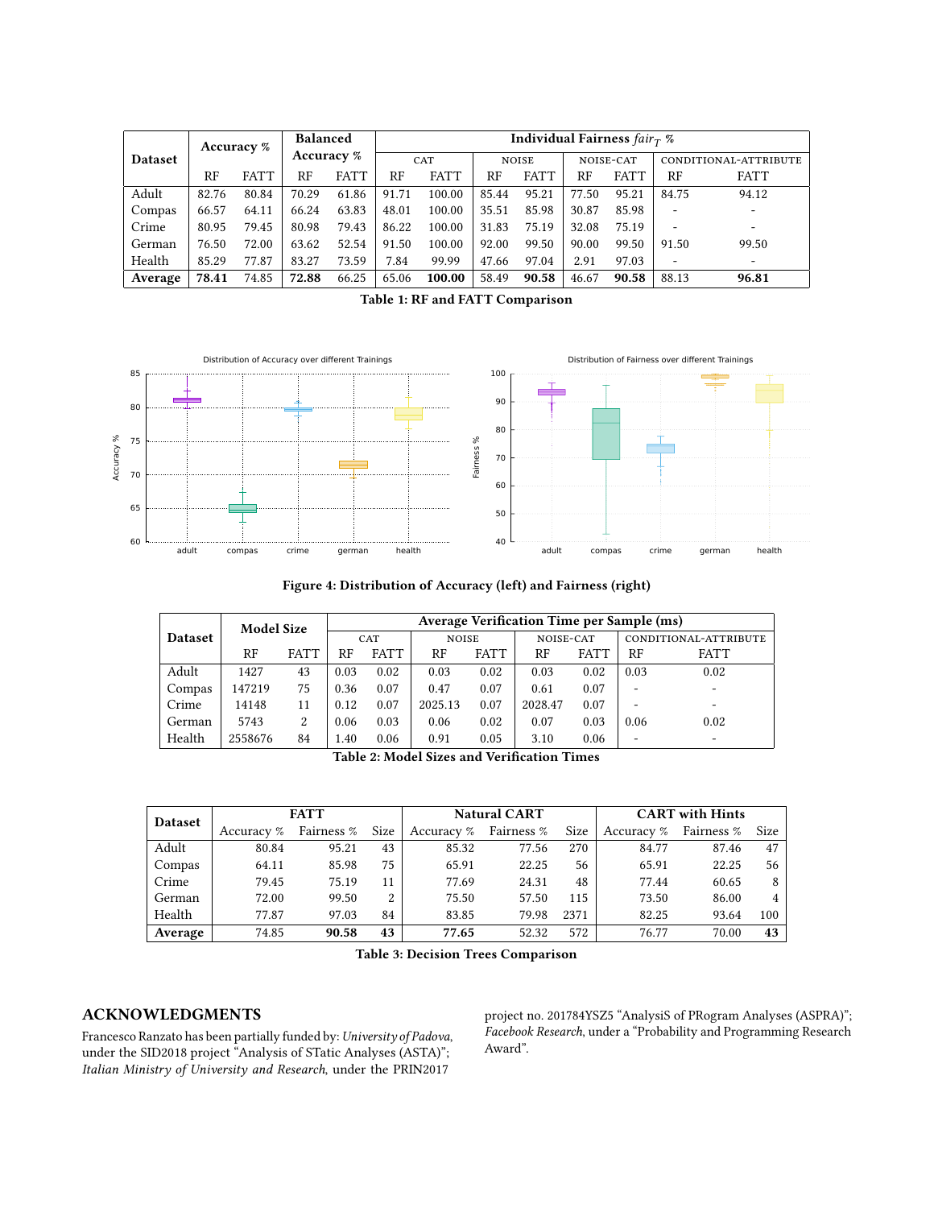| Dataset | Accuracy % | | Balanced Accuracy % | | Individual Fairness $fair_T$ % | | | | | | | |
|---|---|---|---|---|---|---|---|---|---|---|---|---|
| | | | | | CAT | | NOISE | | NOISE-CAT | | CONDITIONAL-ATTRIBUTE | |
| | RF | FATT | RF | FATT | RF | FATT | RF | FATT | RF | FATT | RF | FATT |
| Adult | 82.76 | 80.84 | 70.29 | 61.86 | 91.71 | 100.00 | 85.44 | 95.21 | 77.50 | 95.21 | 84.75 | 94.12 |
| Compas | 66.57 | 64.11 | 66.24 | 63.83 | 48.01 | 100.00 | 35.51 | 85.98 | 30.87 | 85.98 | - | - |
| Crime | 80.95 | 79.45 | 80.98 | 79.43 | 86.22 | 100.00 | 31.83 | 75.19 | 32.08 | 75.19 | - | - |
| German | 76.50 | 72.00 | 63.62 | 52.54 | 91.50 | 100.00 | 92.00 | 99.50 | 90.00 | 99.50 | 91.50 | 99.50 |
| Health | 85.29 | 77.87 | 83.27 | 73.59 | 7.84 | 99.99 | 47.66 | 97.04 | 2.91 | 97.03 | - | - |
| **Average** | **78.41** | 74.85 | **72.88** | 66.25 | 65.06 | **100.00** | 58.49 | **90.58** | 46.67 | **90.58** | 88.13 | **96.81** |

**Table 1: RF and FATT Comparison**

**Figure 4: Distribution of Accuracy (left) and Fairness (right)**

| Dataset | Model Size | | Average Verification Time per Sample (ms) | | | | | | | |
|---|---|---|---|---|---|---|---|---|---|---|
| | | | CAT | | NOISE | | NOISE-CAT | | CONDITIONAL-ATTRIBUTE | |
| | RF | FATT | RF | FATT | RF | FATT | RF | FATT | RF | FATT |
| Adult | 1427 | 43 | 0.03 | 0.02 | 0.03 | 0.02 | 0.03 | 0.02 | 0.03 | 0.02 |
| Compas | 147219 | 75 | 0.36 | 0.07 | 0.47 | 0.07 | 0.61 | 0.07 | - | - |
| Crime | 14148 | 11 | 0.12 | 0.07 | 2025.13 | 0.07 | 2028.47 | 0.07 | - | - |
| German | 5743 | 2 | 0.06 | 0.03 | 0.06 | 0.02 | 0.07 | 0.03 | 0.06 | 0.02 |
| Health | 2558676 | 84 | 1.40 | 0.06 | 0.91 | 0.05 | 3.10 | 0.06 | - | - |

**Table 2: Model Sizes and Verification Times**

| Dataset | FATT | | | Natural CART | | | CART with Hints | | |
|---|---|---|---|---|---|---|---|---|---|
| | Accuracy % | Fairness % | Size | Accuracy % | Fairness % | Size | Accuracy % | Fairness % | Size |
| Adult | 80.84 | 95.21 | 43 | 85.32 | 77.56 | 270 | 84.77 | 87.46 | 47 |
| Compas | 64.11 | 85.98 | 75 | 65.91 | 22.25 | 56 | 65.91 | 22.25 | 56 |
| Crime | 79.45 | 75.19 | 11 | 77.69 | 24.31 | 48 | 77.44 | 60.65 | 8 |
| German | 72.00 | 99.50 | 2 | 75.50 | 57.50 | 115 | 73.50 | 86.00 | 4 |
| Health | 77.87 | 97.03 | 84 | 83.85 | 79.98 | 2371 | 82.25 | 93.64 | 100 |
| **Average** | 74.85 | **90.58** | **43** | **77.65** | 52.32 | 572 | 76.77 | 70.00 | **43** |

**Table 3: Decision Trees Comparison**

## ACKNOWLEDGMENTS

Francesco Ranzato has been partially funded by: *University of Padova*, under the SID2018 project "Analysis of STatic Analyses (ASTA)"; *Italian Ministry of University and Research*, under the PRIN2017 project no. 201784YSZ5 "AnalysiS of PRogram Analyses (ASPRA)"; *Facebook Research*, under a "Probability and Programming Research Award".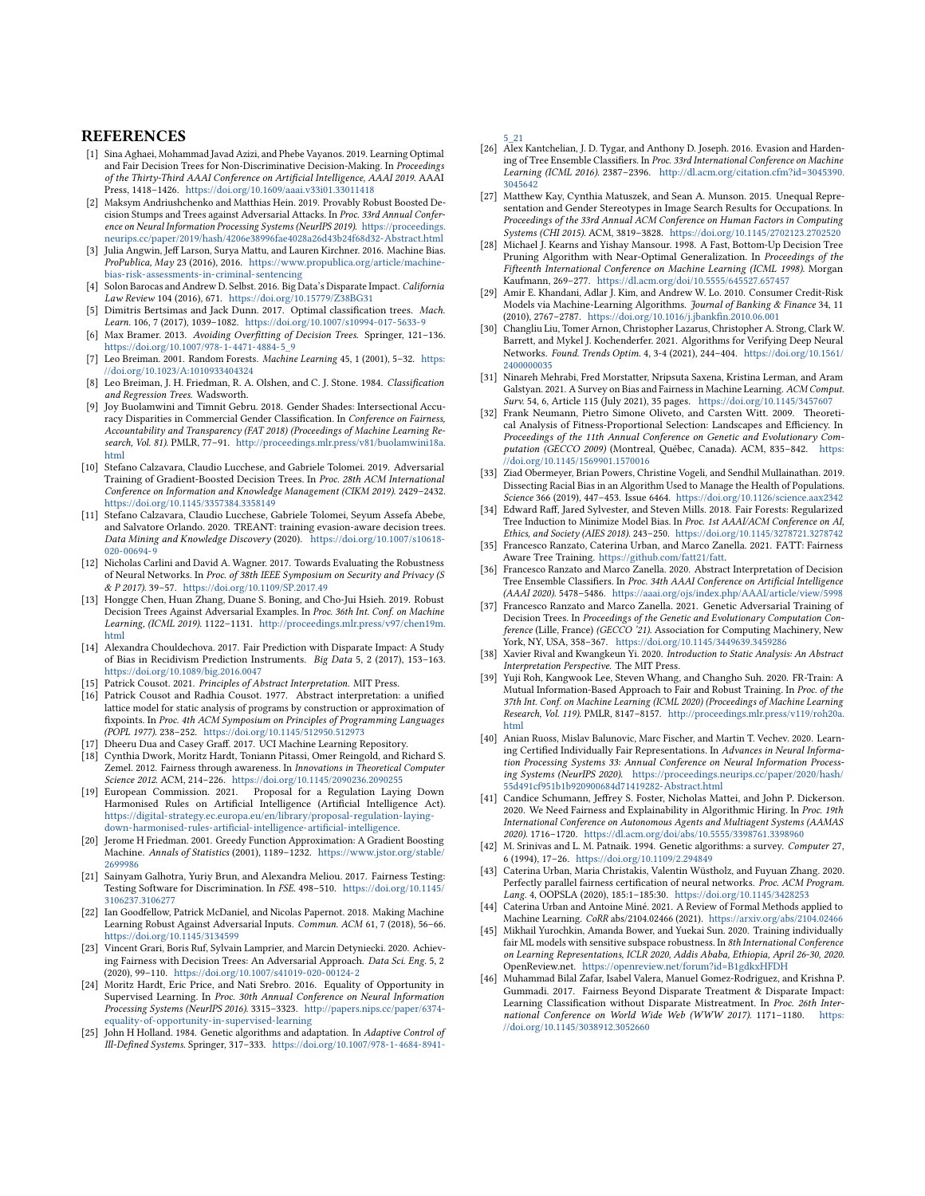# REFERENCES

[1] Sina Aghaei, Mohammad Javad Azizi, and Phebe Vayanos. 2019. Learning Optimal and Fair Decision Trees for Non-Discriminative Decision-Making. In *Proceedings of the Thirty-Third AAAI Conference on Artificial Intelligence, AAAI 2019*. AAAI Press, 1418–1426. https://doi.org/10.1609/aaai.v33i01.33011418

[2] Maksym Andriushchenko and Matthias Hein. 2019. Provably Robust Boosted Decision Stumps and Trees against Adversarial Attacks. In *Proc. 33rd Annual Conference on Neural Information Processing Systems (NeurIPS 2019)*. https://proceedings.neurips.cc/paper/2019/hash/4206e38996fae4028a26d43b24f68d32-Abstract.html

[3] Julia Angwin, Jeff Larson, Surya Mattu, and Lauren Kirchner. 2016. Machine Bias. *ProPublica, May* 23 (2016), 2016. https://www.propublica.org/article/machine-bias-risk-assessments-in-criminal-sentencing

[4] Solon Barocas and Andrew D. Selbst. 2016. Big Data's Disparate Impact. *California Law Review* 104 (2016), 671. https://doi.org/10.15779/Z38BG31

[5] Dimitris Bertsimas and Jack Dunn. 2017. Optimal classification trees. *Mach. Learn.* 106, 7 (2017), 1039–1082. https://doi.org/10.1007/s10994-017-5633-9

[6] Max Bramer. 2013. *Avoiding Overfitting of Decision Trees*. Springer, 121–136. https://doi.org/10.1007/978-1-4471-4884-5_9

[7] Leo Breiman. 2001. Random Forests. *Machine Learning* 45, 1 (2001), 5–32. https://doi.org/10.1023/A:1010933404324

[8] Leo Breiman, J. H. Friedman, R. A. Olshen, and C. J. Stone. 1984. *Classification and Regression Trees*. Wadsworth.

[9] Joy Buolamwini and Timnit Gebru. 2018. Gender Shades: Intersectional Accuracy Disparities in Commercial Gender Classification. In *Conference on Fairness, Accountability and Transparency (FAT 2018) (Proceedings of Machine Learning Research, Vol. 81)*. PMLR, 77–91. http://proceedings.mlr.press/v81/buolamwini18a.html

[10] Stefano Calzavara, Claudio Lucchese, and Gabriele Tolomei. 2019. Adversarial Training of Gradient-Boosted Decision Trees. In *Proc. 28th ACM International Conference on Information and Knowledge Management (CIKM 2019)*. 2429–2432. https://doi.org/10.1145/3357384.3358149

[11] Stefano Calzavara, Claudio Lucchese, Gabriele Tolomei, Seyum Assefa Abebe, and Salvatore Orlando. 2020. TREANT: training evasion-aware decision trees. *Data Mining and Knowledge Discovery* (2020). https://doi.org/10.1007/s10618-020-00694-9

[12] Nicholas Carlini and David A. Wagner. 2017. Towards Evaluating the Robustness of Neural Networks. In *Proc. of 38th IEEE Symposium on Security and Privacy (S & P 2017)*. 39–57. https://doi.org/10.1109/SP.2017.49

[13] Hongge Chen, Huan Zhang, Duane S. Boning, and Cho-Jui Hsieh. 2019. Robust Decision Trees Against Adversarial Examples. In *Proc. 36th Int. Conf. on Machine Learning, (ICML 2019)*. 1122–1131. http://proceedings.mlr.press/v97/chen19m.html

[14] Alexandra Chouldechova. 2017. Fair Prediction with Disparate Impact: A Study of Bias in Recidivism Prediction Instruments. *Big Data* 5, 2 (2017), 153–163. https://doi.org/10.1089/big.2016.0047

[15] Patrick Cousot. 2021. *Principles of Abstract Interpretation*. MIT Press.

[16] Patrick Cousot and Radhia Cousot. 1977. Abstract interpretation: a unified lattice model for static analysis of programs by construction or approximation of fixpoints. In *Proc. 4th ACM Symposium on Principles of Programming Languages (POPL 1977)*. 238–252. https://doi.org/10.1145/512950.512973

[17] Dheeru Dua and Casey Graff. 2017. UCI Machine Learning Repository.

[18] Cynthia Dwork, Moritz Hardt, Toniann Pitassi, Omer Reingold, and Richard S. Zemel. 2012. Fairness through awareness. In *Innovations in Theoretical Computer Science 2012*. ACM, 214–226. https://doi.org/10.1145/2090236.2090255

[19] European Commission. 2021. Proposal for a Regulation Laying Down Harmonised Rules on Artificial Intelligence (Artificial Intelligence Act). https://digital-strategy.ec.europa.eu/en/library/proposal-regulation-laying-down-harmonised-rules-artificial-intelligence-artificial-intelligence.

[20] Jerome H Friedman. 2001. Greedy Function Approximation: A Gradient Boosting Machine. *Annals of Statistics* (2001), 1189–1232. https://www.jstor.org/stable/2699986

[21] Sainyam Galhotra, Yuriy Brun, and Alexandra Meliou. 2017. Fairness Testing: Testing Software for Discrimination. In *FSE*. 498–510. https://doi.org/10.1145/3106237.3106277

[22] Ian Goodfellow, Patrick McDaniel, and Nicolas Papernot. 2018. Making Machine Learning Robust Against Adversarial Inputs. *Commun. ACM* 61, 7 (2018), 56–66. https://doi.org/10.1145/3134599

[23] Vincent Grari, Boris Ruf, Sylvain Lamprier, and Marcin Detyniecki. 2020. Achieving Fairness with Decision Trees: An Adversarial Approach. *Data Sci. Eng.* 5, 2 (2020), 99–110. https://doi.org/10.1007/s41019-020-00124-2

[24] Moritz Hardt, Eric Price, and Nati Srebro. 2016. Equality of Opportunity in Supervised Learning. In *Proc. 30th Annual Conference on Neural Information Processing Systems (NeurIPS 2016)*. 3315–3323. http://papers.nips.cc/paper/6374-equality-of-opportunity-in-supervised-learning

[25] John H Holland. 1984. Genetic algorithms and adaptation. In *Adaptive Control of Ill-Defined Systems*. Springer, 317–333. https://doi.org/10.1007/978-1-4684-8941-5_21

[26] Alex Kantchelian, J. D. Tygar, and Anthony D. Joseph. 2016. Evasion and Hardening of Tree Ensemble Classifiers. In *Proc. 33rd International Conference on Machine Learning (ICML 2016)*. 2387–2396. http://dl.acm.org/citation.cfm?id=3045390.3045642

[27] Matthew Kay, Cynthia Matuszek, and Sean A. Munson. 2015. Unequal Representation and Gender Stereotypes in Image Search Results for Occupations. In *Proceedings of the 33rd Annual ACM Conference on Human Factors in Computing Systems (CHI 2015)*. ACM, 3819–3828. https://doi.org/10.1145/2702123.2702520

[28] Michael J. Kearns and Yishay Mansour. 1998. A Fast, Bottom-Up Decision Tree Pruning Algorithm with Near-Optimal Generalization. In *Proceedings of the Fifteenth International Conference on Machine Learning (ICML 1998)*. Morgan Kaufmann, 269–277. https://dl.acm.org/doi/10.5555/645527.657457

[29] Amir E. Khandani, Adlar J. Kim, and Andrew W. Lo. 2010. Consumer Credit-Risk Models via Machine-Learning Algorithms. *Journal of Banking & Finance* 34, 11 (2010), 2767–2787. https://doi.org/10.1016/j.jbankfin.2010.06.001

[30] Changliu Liu, Tomer Arnon, Christopher Lazarus, Christopher A. Strong, Clark W. Barrett, and Mykel J. Kochenderfer. 2021. Algorithms for Verifying Deep Neural Networks. *Found. Trends Optim.* 4, 3-4 (2021), 244–404. https://doi.org/10.1561/2400000035

[31] Ninareh Mehrabi, Fred Morstatter, Nripsuta Saxena, Kristina Lerman, and Aram Galstyan. 2021. A Survey on Bias and Fairness in Machine Learning. *ACM Comput. Surv.* 54, 6, Article 115 (July 2021), 35 pages. https://doi.org/10.1145/3457607

[32] Frank Neumann, Pietro Simone Oliveto, and Carsten Witt. 2009. Theoretical Analysis of Fitness-Proportional Selection: Landscapes and Efficiency. In *Proceedings of the 11th Annual Conference on Genetic and Evolutionary Computation (GECCO 2009)* (Montreal, Québec, Canada). ACM, 835–842. https://doi.org/10.1145/1569901.1570016

[33] Ziad Obermeyer, Brian Powers, Christine Vogeli, and Sendhil Mullainathan. 2019. Dissecting Racial Bias in an Algorithm Used to Manage the Health of Populations. *Science* 366 (2019), 447–453. Issue 6464. https://doi.org/10.1126/science.aax2342

[34] Edward Raff, Jared Sylvester, and Steven Mills. 2018. Fair Forests: Regularized Tree Induction to Minimize Model Bias. In *Proc. 1st AAAI/ACM Conference on AI, Ethics, and Society (AIES 2018)*. 243–250. https://doi.org/10.1145/3278721.3278742

[35] Francesco Ranzato, Caterina Urban, and Marco Zanella. 2021. FATT: Fairness Aware Tree Training. https://github.com/fatt21/fatt.

[36] Francesco Ranzato and Marco Zanella. 2020. Abstract Interpretation of Decision Tree Ensemble Classifiers. In *Proc. 34th AAAI Conference on Artificial Intelligence (AAAI 2020)*. 5478–5486. https://aaai.org/ojs/index.php/AAAI/article/view/5998

[37] Francesco Ranzato and Marco Zanella. 2021. Genetic Adversarial Training of Decision Trees. In *Proceedings of the Genetic and Evolutionary Computation Conference* (Lille, France) *(GECCO '21)*. Association for Computing Machinery, New York, NY, USA, 358–367. https://doi.org/10.1145/3449639.3459286

[38] Xavier Rival and Kwangkeun Yi. 2020. *Introduction to Static Analysis: An Abstract Interpretation Perspective*. The MIT Press.

[39] Yuji Roh, Kangwook Lee, Steven Whang, and Changho Suh. 2020. FR-Train: A Mutual Information-Based Approach to Fair and Robust Training. In *Proc. of the 37th Int. Conf. on Machine Learning (ICML 2020) (Proceedings of Machine Learning Research, Vol. 119)*. PMLR, 8147–8157. http://proceedings.mlr.press/v119/roh20a.html

[40] Anian Ruoss, Mislav Balunovic, Marc Fischer, and Martin T. Vechev. 2020. Learning Certified Individually Fair Representations. In *Advances in Neural Information Processing Systems 33: Annual Conference on Neural Information Processing Systems (NeurIPS 2020)*. https://proceedings.neurips.cc/paper/2020/hash/55d491cf951b1b920900684d71419282-Abstract.html

[41] Candice Schumann, Jeffrey S. Foster, Nicholas Mattei, and John P. Dickerson. 2020. We Need Fairness and Explainability in Algorithmic Hiring. In *Proc. 19th International Conference on Autonomous Agents and Multiagent Systems (AAMAS 2020)*. 1716–1720. https://dl.acm.org/doi/abs/10.5555/3398761.3398960

[42] M. Srinivas and L. M. Patnaik. 1994. Genetic algorithms: a survey. *Computer* 27, 6 (1994), 17–26. https://doi.org/10.1109/2.294849

[43] Caterina Urban, Maria Christakis, Valentin Wüstholz, and Fuyuan Zhang. 2020. Perfectly parallel fairness certification of neural networks. *Proc. ACM Program. Lang.* 4, OOPSLA (2020), 185:1–185:30. https://doi.org/10.1145/3428253

[44] Caterina Urban and Antoine Miné. 2021. A Review of Formal Methods applied to Machine Learning. *CoRR* abs/2104.02466 (2021). https://arxiv.org/abs/2104.02466

[45] Mikhail Yurochkin, Amanda Bower, and Yuekai Sun. 2020. Training individually fair ML models with sensitive subspace robustness. In *8th International Conference on Learning Representations, ICLR 2020, Addis Ababa, Ethiopia, April 26-30, 2020*. OpenReview.net. https://openreview.net/forum?id=B1gdkxHFDH

[46] Muhammad Bilal Zafar, Isabel Valera, Manuel Gomez-Rodriguez, and Krishna P. Gummadi. 2017. Fairness Beyond Disparate Treatment & Disparate Impact: Learning Classification without Disparate Mistreatment. In *Proc. 26th International Conference on World Wide Web (WWW 2017)*. 1171–1180. https://doi.org/10.1145/3038912.3052660